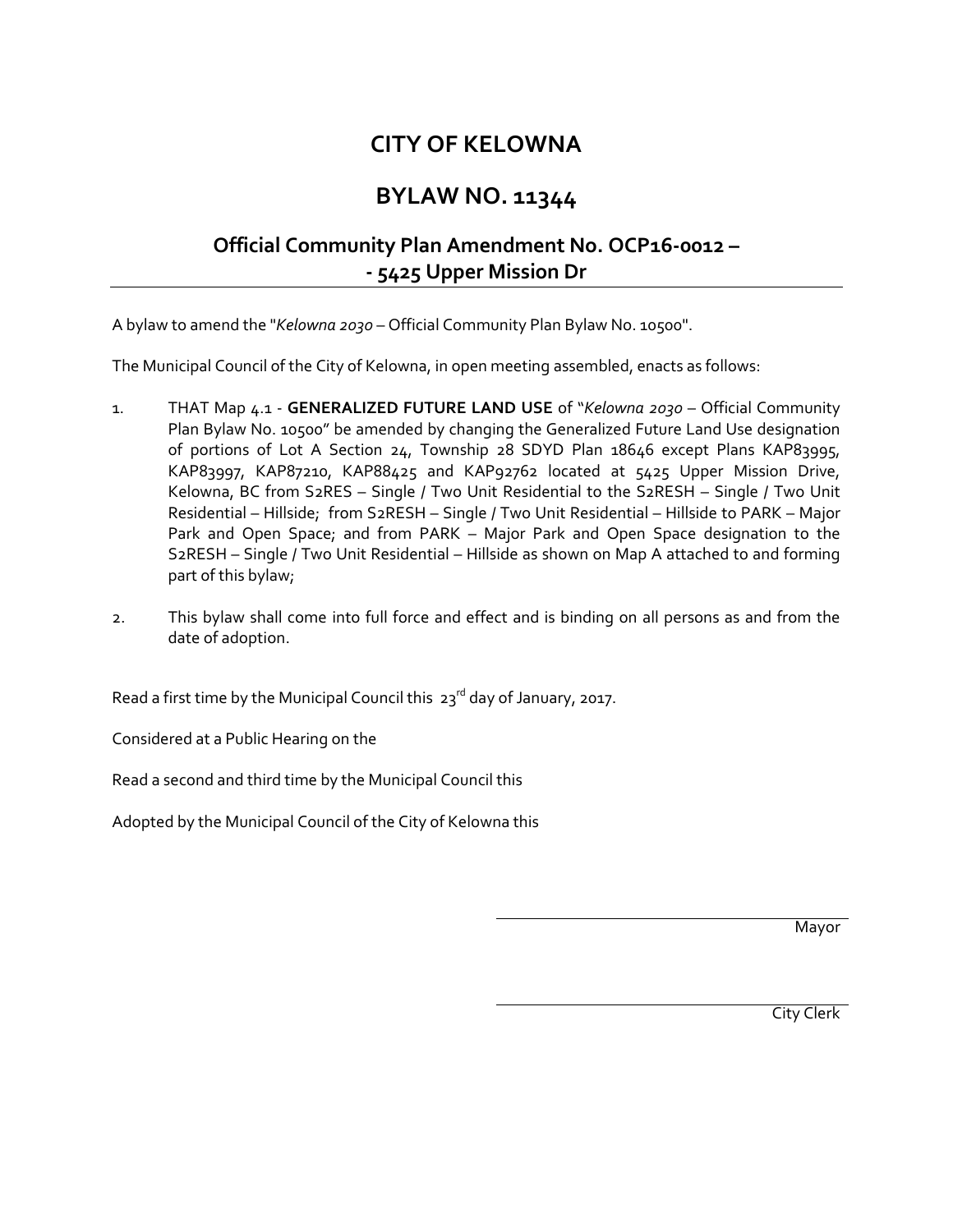# CITY OF KELOWNA

# BYLAW NO. 11344

## Official Community Plan Amendment No. OCP16-0012 – - 5425 Upper Mission Dr

A bylaw to amend the "*Kelowna 2030* – Official Community Plan Bylaw No. 10500".

The Municipal Council of the City of Kelowna, in open meeting assembled, enacts as follows:

1. THAT Map 4.1 - **GENERALIZED FUTURE LAND USE** of "*Kelowna 2030* – Official Community Plan Bylaw No. 10500" be amended by changing the Generalized Future Land Use designation of portions of Lot A Section 24, Township 28 SDYD Plan 18646 except Plans KAP83995, KAP83997, KAP87210, KAP88425 and KAP92762 located at 5425 Upper Mission Drive, Kelowna, BC from S2RES – Single / Two Unit Residential to the S2RESH – Single / Two Unit Residential – Hillside; from S2RESH – Single / Two Unit Residential – Hillside to PARK – Major Park and Open Space; and from PARK – Major Park and Open Space designation to the S2RESH – Single / Two Unit Residential – Hillside as shown on Map A attached to and forming part of this bylaw;

2. This bylaw shall come into full force and effect and is binding on all persons as and from the date of adoption.

Read a first time by the Municipal Council this 23rd day of January, 2017.

Considered at a Public Hearing on the

Read a second and third time by the Municipal Council this

Adopted by the Municipal Council of the City of Kelowna this

Mayor

City Clerk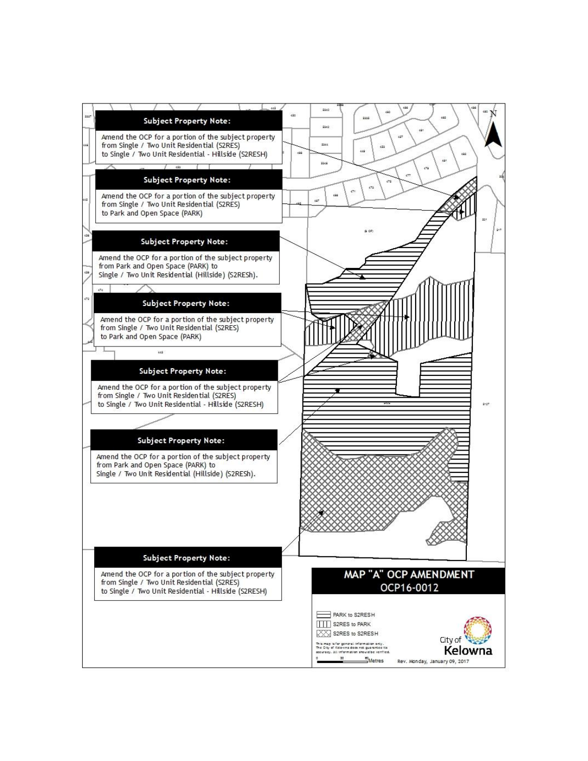## Subject Property Note:

Amend the OCP for a portion of the subject property from Single / Two Unit Residential (S2RES) to Single / Two Unit Residential - Hillside (S2RESH)

## Subject Property Note:

Amend the OCP for a portion of the subject property from Single / Two Unit Residential (S2RES) to Park and Open Space (PARK)

## Subject Property Note:

Amend the OCP for a portion of the subject property from Park and Open Space (PARK) to Single / Two Unit Residential (Hillside) (S2RESh).

## Subject Property Note:

Amend the OCP for a portion of the subject property from Single / Two Unit Residential (S2RES) to Park and Open Space (PARK)

## Subject Property Note:

Amend the OCP for a portion of the subject property from Single / Two Unit Residential (S2RES) to Single / Two Unit Residential - Hillside (S2RESH)

## Subject Property Note:

Amend the OCP for a portion of the subject property from Park and Open Space (PARK) to Single / Two Unit Residential (Hillside) (S2RESh).

## Subject Property Note:

Amend the OCP for a portion of the subject property from Single / Two Unit Residential (S2RES) to Single / Two Unit Residential - Hillside (S2RESH)

# MAP "A" OCP AMENDMENT

## OCP16-0012

PARK to S2RESH

S2RES to PARK

S2RES to S2RESH

This map is for general information only. The City of Kelowna does not guarantee its accuracy. All information should be verified.

0 30 60 Metres

City of Kelowna

Rev. Monday, January 09, 2017